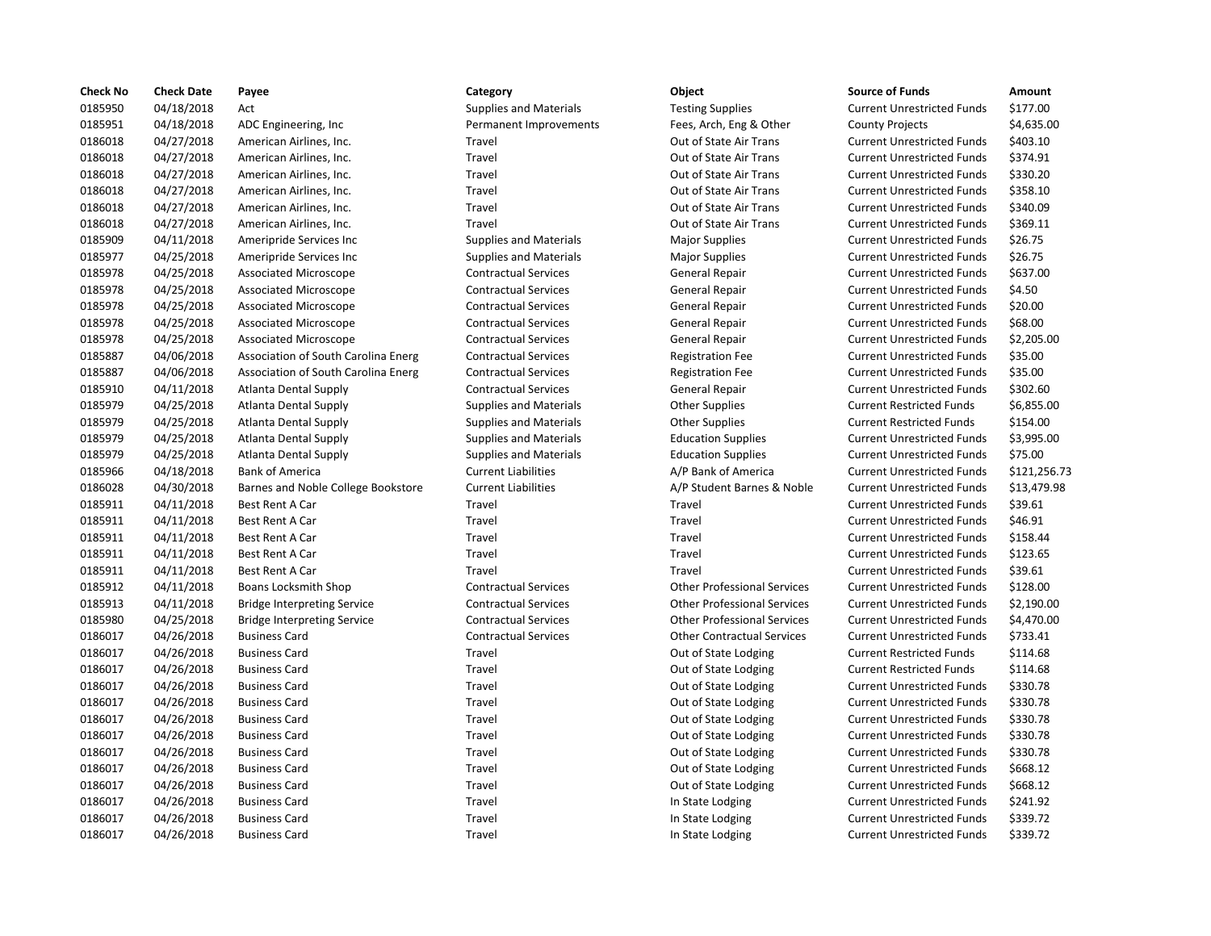| Check No | Check Date | Payee | Category | Object | Source of Funds | Amount |
|---|---|---|---|---|---|---|
| 0185950 | 04/18/2018 | Act | Supplies and Materials | Testing Supplies | Current Unrestricted Funds | $177.00 |
| 0185951 | 04/18/2018 | ADC Engineering, Inc | Permanent Improvements | Fees, Arch, Eng & Other | County Projects | $4,635.00 |
| 0186018 | 04/27/2018 | American Airlines, Inc. | Travel | Out of State Air Trans | Current Unrestricted Funds | $403.10 |
| 0186018 | 04/27/2018 | American Airlines, Inc. | Travel | Out of State Air Trans | Current Unrestricted Funds | $374.91 |
| 0186018 | 04/27/2018 | American Airlines, Inc. | Travel | Out of State Air Trans | Current Unrestricted Funds | $330.20 |
| 0186018 | 04/27/2018 | American Airlines, Inc. | Travel | Out of State Air Trans | Current Unrestricted Funds | $358.10 |
| 0186018 | 04/27/2018 | American Airlines, Inc. | Travel | Out of State Air Trans | Current Unrestricted Funds | $340.09 |
| 0186018 | 04/27/2018 | American Airlines, Inc. | Travel | Out of State Air Trans | Current Unrestricted Funds | $369.11 |
| 0185909 | 04/11/2018 | Ameripride Services Inc | Supplies and Materials | Major Supplies | Current Unrestricted Funds | $26.75 |
| 0185977 | 04/25/2018 | Ameripride Services Inc | Supplies and Materials | Major Supplies | Current Unrestricted Funds | $26.75 |
| 0185978 | 04/25/2018 | Associated Microscope | Contractual Services | General Repair | Current Unrestricted Funds | $637.00 |
| 0185978 | 04/25/2018 | Associated Microscope | Contractual Services | General Repair | Current Unrestricted Funds | $4.50 |
| 0185978 | 04/25/2018 | Associated Microscope | Contractual Services | General Repair | Current Unrestricted Funds | $20.00 |
| 0185978 | 04/25/2018 | Associated Microscope | Contractual Services | General Repair | Current Unrestricted Funds | $68.00 |
| 0185978 | 04/25/2018 | Associated Microscope | Contractual Services | General Repair | Current Unrestricted Funds | $2,205.00 |
| 0185887 | 04/06/2018 | Association of South Carolina Energ | Contractual Services | Registration Fee | Current Unrestricted Funds | $35.00 |
| 0185887 | 04/06/2018 | Association of South Carolina Energ | Contractual Services | Registration Fee | Current Unrestricted Funds | $35.00 |
| 0185910 | 04/11/2018 | Atlanta Dental Supply | Contractual Services | General Repair | Current Unrestricted Funds | $302.60 |
| 0185979 | 04/25/2018 | Atlanta Dental Supply | Supplies and Materials | Other Supplies | Current Restricted Funds | $6,855.00 |
| 0185979 | 04/25/2018 | Atlanta Dental Supply | Supplies and Materials | Other Supplies | Current Restricted Funds | $154.00 |
| 0185979 | 04/25/2018 | Atlanta Dental Supply | Supplies and Materials | Education Supplies | Current Unrestricted Funds | $3,995.00 |
| 0185979 | 04/25/2018 | Atlanta Dental Supply | Supplies and Materials | Education Supplies | Current Unrestricted Funds | $75.00 |
| 0185966 | 04/18/2018 | Bank of America | Current Liabilities | A/P Bank of America | Current Unrestricted Funds | $121,256.73 |
| 0186028 | 04/30/2018 | Barnes and Noble College Bookstore | Current Liabilities | A/P Student Barnes & Noble | Current Unrestricted Funds | $13,479.98 |
| 0185911 | 04/11/2018 | Best Rent A Car | Travel | Travel | Current Unrestricted Funds | $39.61 |
| 0185911 | 04/11/2018 | Best Rent A Car | Travel | Travel | Current Unrestricted Funds | $46.91 |
| 0185911 | 04/11/2018 | Best Rent A Car | Travel | Travel | Current Unrestricted Funds | $158.44 |
| 0185911 | 04/11/2018 | Best Rent A Car | Travel | Travel | Current Unrestricted Funds | $123.65 |
| 0185911 | 04/11/2018 | Best Rent A Car | Travel | Travel | Current Unrestricted Funds | $39.61 |
| 0185912 | 04/11/2018 | Boans Locksmith Shop | Contractual Services | Other Professional Services | Current Unrestricted Funds | $128.00 |
| 0185913 | 04/11/2018 | Bridge Interpreting Service | Contractual Services | Other Professional Services | Current Unrestricted Funds | $2,190.00 |
| 0185980 | 04/25/2018 | Bridge Interpreting Service | Contractual Services | Other Professional Services | Current Unrestricted Funds | $4,470.00 |
| 0186017 | 04/26/2018 | Business Card | Contractual Services | Other Contractual Services | Current Unrestricted Funds | $733.41 |
| 0186017 | 04/26/2018 | Business Card | Travel | Out of State Lodging | Current Restricted Funds | $114.68 |
| 0186017 | 04/26/2018 | Business Card | Travel | Out of State Lodging | Current Restricted Funds | $114.68 |
| 0186017 | 04/26/2018 | Business Card | Travel | Out of State Lodging | Current Unrestricted Funds | $330.78 |
| 0186017 | 04/26/2018 | Business Card | Travel | Out of State Lodging | Current Unrestricted Funds | $330.78 |
| 0186017 | 04/26/2018 | Business Card | Travel | Out of State Lodging | Current Unrestricted Funds | $330.78 |
| 0186017 | 04/26/2018 | Business Card | Travel | Out of State Lodging | Current Unrestricted Funds | $330.78 |
| 0186017 | 04/26/2018 | Business Card | Travel | Out of State Lodging | Current Unrestricted Funds | $330.78 |
| 0186017 | 04/26/2018 | Business Card | Travel | Out of State Lodging | Current Unrestricted Funds | $668.12 |
| 0186017 | 04/26/2018 | Business Card | Travel | Out of State Lodging | Current Unrestricted Funds | $668.12 |
| 0186017 | 04/26/2018 | Business Card | Travel | In State Lodging | Current Unrestricted Funds | $241.92 |
| 0186017 | 04/26/2018 | Business Card | Travel | In State Lodging | Current Unrestricted Funds | $339.72 |
| 0186017 | 04/26/2018 | Business Card | Travel | In State Lodging | Current Unrestricted Funds | $339.72 |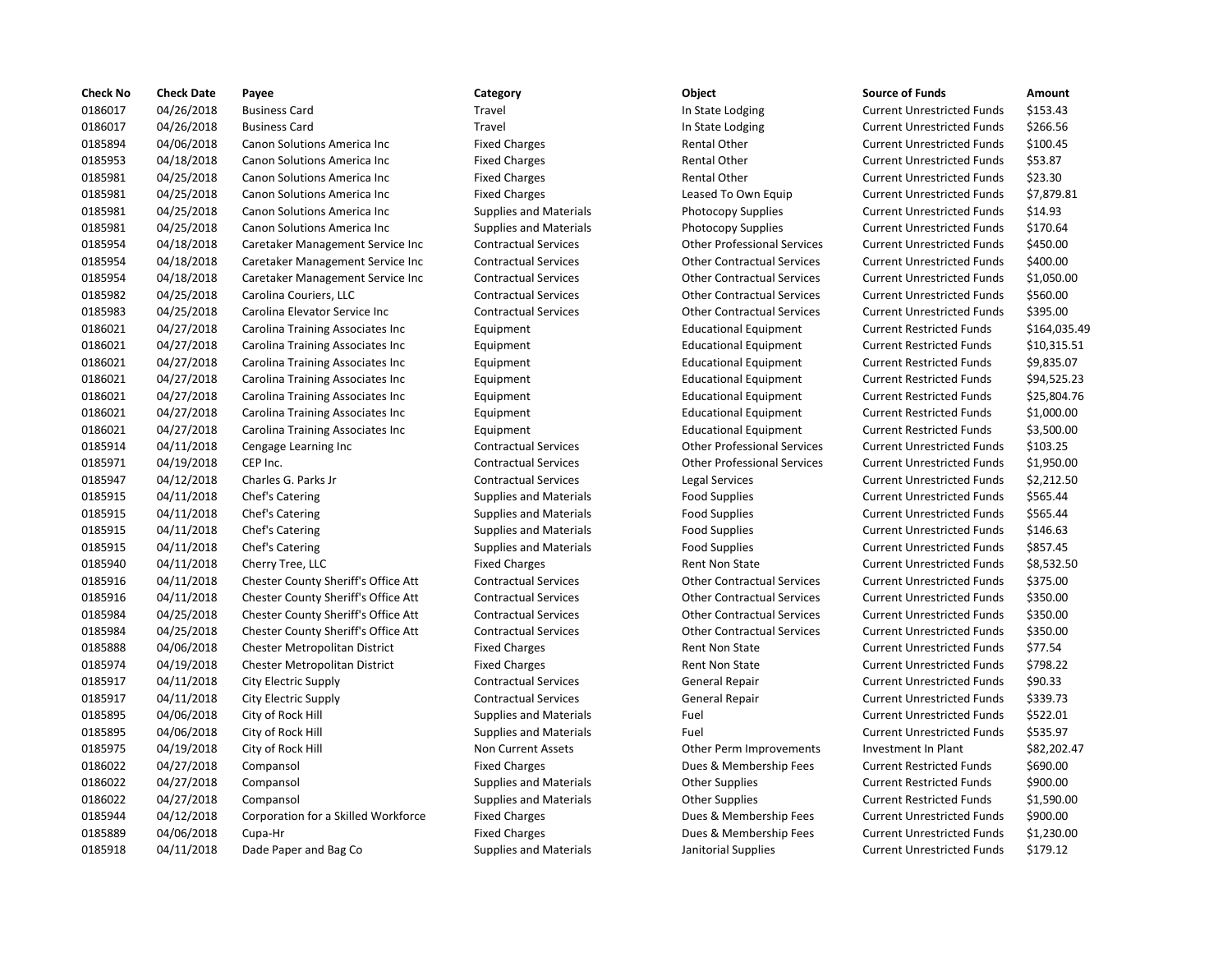| Check No | Check Date | Payee | Category | Object | Source of Funds | Amount |
| --- | --- | --- | --- | --- | --- | --- |
| 0186017 | 04/26/2018 | Business Card | Travel | In State Lodging | Current Unrestricted Funds | $153.43 |
| 0186017 | 04/26/2018 | Business Card | Travel | In State Lodging | Current Unrestricted Funds | $266.56 |
| 0185894 | 04/06/2018 | Canon Solutions America Inc | Fixed Charges | Rental Other | Current Unrestricted Funds | $100.45 |
| 0185953 | 04/18/2018 | Canon Solutions America Inc | Fixed Charges | Rental Other | Current Unrestricted Funds | $53.87 |
| 0185981 | 04/25/2018 | Canon Solutions America Inc | Fixed Charges | Rental Other | Current Unrestricted Funds | $23.30 |
| 0185981 | 04/25/2018 | Canon Solutions America Inc | Fixed Charges | Leased To Own Equip | Current Unrestricted Funds | $7,879.81 |
| 0185981 | 04/25/2018 | Canon Solutions America Inc | Supplies and Materials | Photocopy Supplies | Current Unrestricted Funds | $14.93 |
| 0185981 | 04/25/2018 | Canon Solutions America Inc | Supplies and Materials | Photocopy Supplies | Current Unrestricted Funds | $170.64 |
| 0185954 | 04/18/2018 | Caretaker Management Service Inc | Contractual Services | Other Professional Services | Current Unrestricted Funds | $450.00 |
| 0185954 | 04/18/2018 | Caretaker Management Service Inc | Contractual Services | Other Contractual Services | Current Unrestricted Funds | $400.00 |
| 0185954 | 04/18/2018 | Caretaker Management Service Inc | Contractual Services | Other Contractual Services | Current Unrestricted Funds | $1,050.00 |
| 0185982 | 04/25/2018 | Carolina Couriers, LLC | Contractual Services | Other Contractual Services | Current Unrestricted Funds | $560.00 |
| 0185983 | 04/25/2018 | Carolina Elevator Service Inc | Contractual Services | Other Contractual Services | Current Unrestricted Funds | $395.00 |
| 0186021 | 04/27/2018 | Carolina Training Associates Inc | Equipment | Educational Equipment | Current Restricted Funds | $164,035.49 |
| 0186021 | 04/27/2018 | Carolina Training Associates Inc | Equipment | Educational Equipment | Current Restricted Funds | $10,315.51 |
| 0186021 | 04/27/2018 | Carolina Training Associates Inc | Equipment | Educational Equipment | Current Restricted Funds | $9,835.07 |
| 0186021 | 04/27/2018 | Carolina Training Associates Inc | Equipment | Educational Equipment | Current Restricted Funds | $94,525.23 |
| 0186021 | 04/27/2018 | Carolina Training Associates Inc | Equipment | Educational Equipment | Current Restricted Funds | $25,804.76 |
| 0186021 | 04/27/2018 | Carolina Training Associates Inc | Equipment | Educational Equipment | Current Restricted Funds | $1,000.00 |
| 0186021 | 04/27/2018 | Carolina Training Associates Inc | Equipment | Educational Equipment | Current Restricted Funds | $3,500.00 |
| 0185914 | 04/11/2018 | Cengage Learning Inc | Contractual Services | Other Professional Services | Current Unrestricted Funds | $103.25 |
| 0185971 | 04/19/2018 | CEP Inc. | Contractual Services | Other Professional Services | Current Unrestricted Funds | $1,950.00 |
| 0185947 | 04/12/2018 | Charles G. Parks Jr | Contractual Services | Legal Services | Current Unrestricted Funds | $2,212.50 |
| 0185915 | 04/11/2018 | Chef's Catering | Supplies and Materials | Food Supplies | Current Unrestricted Funds | $565.44 |
| 0185915 | 04/11/2018 | Chef's Catering | Supplies and Materials | Food Supplies | Current Unrestricted Funds | $565.44 |
| 0185915 | 04/11/2018 | Chef's Catering | Supplies and Materials | Food Supplies | Current Unrestricted Funds | $146.63 |
| 0185915 | 04/11/2018 | Chef's Catering | Supplies and Materials | Food Supplies | Current Unrestricted Funds | $857.45 |
| 0185940 | 04/11/2018 | Cherry Tree, LLC | Fixed Charges | Rent Non State | Current Unrestricted Funds | $8,532.50 |
| 0185916 | 04/11/2018 | Chester County Sheriff's Office Att | Contractual Services | Other Contractual Services | Current Unrestricted Funds | $375.00 |
| 0185916 | 04/11/2018 | Chester County Sheriff's Office Att | Contractual Services | Other Contractual Services | Current Unrestricted Funds | $350.00 |
| 0185984 | 04/25/2018 | Chester County Sheriff's Office Att | Contractual Services | Other Contractual Services | Current Unrestricted Funds | $350.00 |
| 0185984 | 04/25/2018 | Chester County Sheriff's Office Att | Contractual Services | Other Contractual Services | Current Unrestricted Funds | $350.00 |
| 0185888 | 04/06/2018 | Chester Metropolitan District | Fixed Charges | Rent Non State | Current Unrestricted Funds | $77.54 |
| 0185974 | 04/19/2018 | Chester Metropolitan District | Fixed Charges | Rent Non State | Current Unrestricted Funds | $798.22 |
| 0185917 | 04/11/2018 | City Electric Supply | Contractual Services | General Repair | Current Unrestricted Funds | $90.33 |
| 0185917 | 04/11/2018 | City Electric Supply | Contractual Services | General Repair | Current Unrestricted Funds | $339.73 |
| 0185895 | 04/06/2018 | City of Rock Hill | Supplies and Materials | Fuel | Current Unrestricted Funds | $522.01 |
| 0185895 | 04/06/2018 | City of Rock Hill | Supplies and Materials | Fuel | Current Unrestricted Funds | $535.97 |
| 0185975 | 04/19/2018 | City of Rock Hill | Non Current Assets | Other Perm Improvements | Investment In Plant | $82,202.47 |
| 0186022 | 04/27/2018 | Compansol | Fixed Charges | Dues & Membership Fees | Current Restricted Funds | $690.00 |
| 0186022 | 04/27/2018 | Compansol | Supplies and Materials | Other Supplies | Current Restricted Funds | $900.00 |
| 0186022 | 04/27/2018 | Compansol | Supplies and Materials | Other Supplies | Current Restricted Funds | $1,590.00 |
| 0185944 | 04/12/2018 | Corporation for a Skilled Workforce | Fixed Charges | Dues & Membership Fees | Current Unrestricted Funds | $900.00 |
| 0185889 | 04/06/2018 | Cupa-Hr | Fixed Charges | Dues & Membership Fees | Current Unrestricted Funds | $1,230.00 |
| 0185918 | 04/11/2018 | Dade Paper and Bag Co | Supplies and Materials | Janitorial Supplies | Current Unrestricted Funds | $179.12 |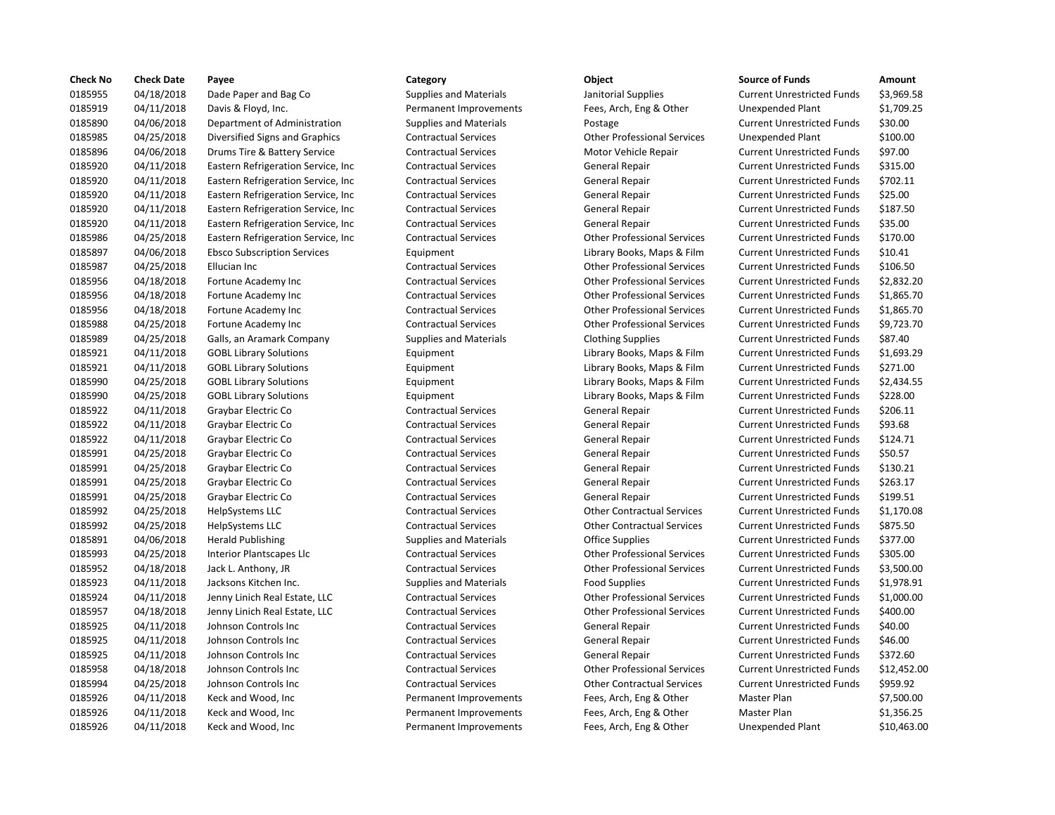| Check No | Check Date | Payee | Category | Object | Source of Funds | Amount |
|---|---|---|---|---|---|---|
| 0185955 | 04/18/2018 | Dade Paper and Bag Co | Supplies and Materials | Janitorial Supplies | Current Unrestricted Funds | $3,969.58 |
| 0185919 | 04/11/2018 | Davis & Floyd, Inc. | Permanent Improvements | Fees, Arch, Eng & Other | Unexpended Plant | $1,709.25 |
| 0185890 | 04/06/2018 | Department of Administration | Supplies and Materials | Postage | Current Unrestricted Funds | $30.00 |
| 0185985 | 04/25/2018 | Diversified Signs and Graphics | Contractual Services | Other Professional Services | Unexpended Plant | $100.00 |
| 0185896 | 04/06/2018 | Drums Tire & Battery Service | Contractual Services | Motor Vehicle Repair | Current Unrestricted Funds | $97.00 |
| 0185920 | 04/11/2018 | Eastern Refrigeration Service, Inc | Contractual Services | General Repair | Current Unrestricted Funds | $315.00 |
| 0185920 | 04/11/2018 | Eastern Refrigeration Service, Inc | Contractual Services | General Repair | Current Unrestricted Funds | $702.11 |
| 0185920 | 04/11/2018 | Eastern Refrigeration Service, Inc | Contractual Services | General Repair | Current Unrestricted Funds | $25.00 |
| 0185920 | 04/11/2018 | Eastern Refrigeration Service, Inc | Contractual Services | General Repair | Current Unrestricted Funds | $187.50 |
| 0185920 | 04/11/2018 | Eastern Refrigeration Service, Inc | Contractual Services | General Repair | Current Unrestricted Funds | $35.00 |
| 0185986 | 04/25/2018 | Eastern Refrigeration Service, Inc | Contractual Services | Other Professional Services | Current Unrestricted Funds | $170.00 |
| 0185897 | 04/06/2018 | Ebsco Subscription Services | Equipment | Library Books, Maps & Film | Current Unrestricted Funds | $10.41 |
| 0185987 | 04/25/2018 | Ellucian Inc | Contractual Services | Other Professional Services | Current Unrestricted Funds | $106.50 |
| 0185956 | 04/18/2018 | Fortune Academy Inc | Contractual Services | Other Professional Services | Current Unrestricted Funds | $2,832.20 |
| 0185956 | 04/18/2018 | Fortune Academy Inc | Contractual Services | Other Professional Services | Current Unrestricted Funds | $1,865.70 |
| 0185956 | 04/18/2018 | Fortune Academy Inc | Contractual Services | Other Professional Services | Current Unrestricted Funds | $1,865.70 |
| 0185988 | 04/25/2018 | Fortune Academy Inc | Contractual Services | Other Professional Services | Current Unrestricted Funds | $9,723.70 |
| 0185989 | 04/25/2018 | Galls, an Aramark Company | Supplies and Materials | Clothing Supplies | Current Unrestricted Funds | $87.40 |
| 0185921 | 04/11/2018 | GOBL Library Solutions | Equipment | Library Books, Maps & Film | Current Unrestricted Funds | $1,693.29 |
| 0185921 | 04/11/2018 | GOBL Library Solutions | Equipment | Library Books, Maps & Film | Current Unrestricted Funds | $271.00 |
| 0185990 | 04/25/2018 | GOBL Library Solutions | Equipment | Library Books, Maps & Film | Current Unrestricted Funds | $2,434.55 |
| 0185990 | 04/25/2018 | GOBL Library Solutions | Equipment | Library Books, Maps & Film | Current Unrestricted Funds | $228.00 |
| 0185922 | 04/11/2018 | Graybar Electric Co | Contractual Services | General Repair | Current Unrestricted Funds | $206.11 |
| 0185922 | 04/11/2018 | Graybar Electric Co | Contractual Services | General Repair | Current Unrestricted Funds | $93.68 |
| 0185922 | 04/11/2018 | Graybar Electric Co | Contractual Services | General Repair | Current Unrestricted Funds | $124.71 |
| 0185991 | 04/25/2018 | Graybar Electric Co | Contractual Services | General Repair | Current Unrestricted Funds | $50.57 |
| 0185991 | 04/25/2018 | Graybar Electric Co | Contractual Services | General Repair | Current Unrestricted Funds | $130.21 |
| 0185991 | 04/25/2018 | Graybar Electric Co | Contractual Services | General Repair | Current Unrestricted Funds | $263.17 |
| 0185991 | 04/25/2018 | Graybar Electric Co | Contractual Services | General Repair | Current Unrestricted Funds | $199.51 |
| 0185992 | 04/25/2018 | HelpSystems LLC | Contractual Services | Other Contractual Services | Current Unrestricted Funds | $1,170.08 |
| 0185992 | 04/25/2018 | HelpSystems LLC | Contractual Services | Other Contractual Services | Current Unrestricted Funds | $875.50 |
| 0185891 | 04/06/2018 | Herald Publishing | Supplies and Materials | Office Supplies | Current Unrestricted Funds | $377.00 |
| 0185993 | 04/25/2018 | Interior Plantscapes Llc | Contractual Services | Other Professional Services | Current Unrestricted Funds | $305.00 |
| 0185952 | 04/18/2018 | Jack L. Anthony, JR | Contractual Services | Other Professional Services | Current Unrestricted Funds | $3,500.00 |
| 0185923 | 04/11/2018 | Jacksons Kitchen Inc. | Supplies and Materials | Food Supplies | Current Unrestricted Funds | $1,978.91 |
| 0185924 | 04/11/2018 | Jenny Linich Real Estate, LLC | Contractual Services | Other Professional Services | Current Unrestricted Funds | $1,000.00 |
| 0185957 | 04/18/2018 | Jenny Linich Real Estate, LLC | Contractual Services | Other Professional Services | Current Unrestricted Funds | $400.00 |
| 0185925 | 04/11/2018 | Johnson Controls Inc | Contractual Services | General Repair | Current Unrestricted Funds | $40.00 |
| 0185925 | 04/11/2018 | Johnson Controls Inc | Contractual Services | General Repair | Current Unrestricted Funds | $46.00 |
| 0185925 | 04/11/2018 | Johnson Controls Inc | Contractual Services | General Repair | Current Unrestricted Funds | $372.60 |
| 0185958 | 04/18/2018 | Johnson Controls Inc | Contractual Services | Other Professional Services | Current Unrestricted Funds | $12,452.00 |
| 0185994 | 04/25/2018 | Johnson Controls Inc | Contractual Services | Other Contractual Services | Current Unrestricted Funds | $959.92 |
| 0185926 | 04/11/2018 | Keck and Wood, Inc | Permanent Improvements | Fees, Arch, Eng & Other | Master Plan | $7,500.00 |
| 0185926 | 04/11/2018 | Keck and Wood, Inc | Permanent Improvements | Fees, Arch, Eng & Other | Master Plan | $1,356.25 |
| 0185926 | 04/11/2018 | Keck and Wood, Inc | Permanent Improvements | Fees, Arch, Eng & Other | Unexpended Plant | $10,463.00 |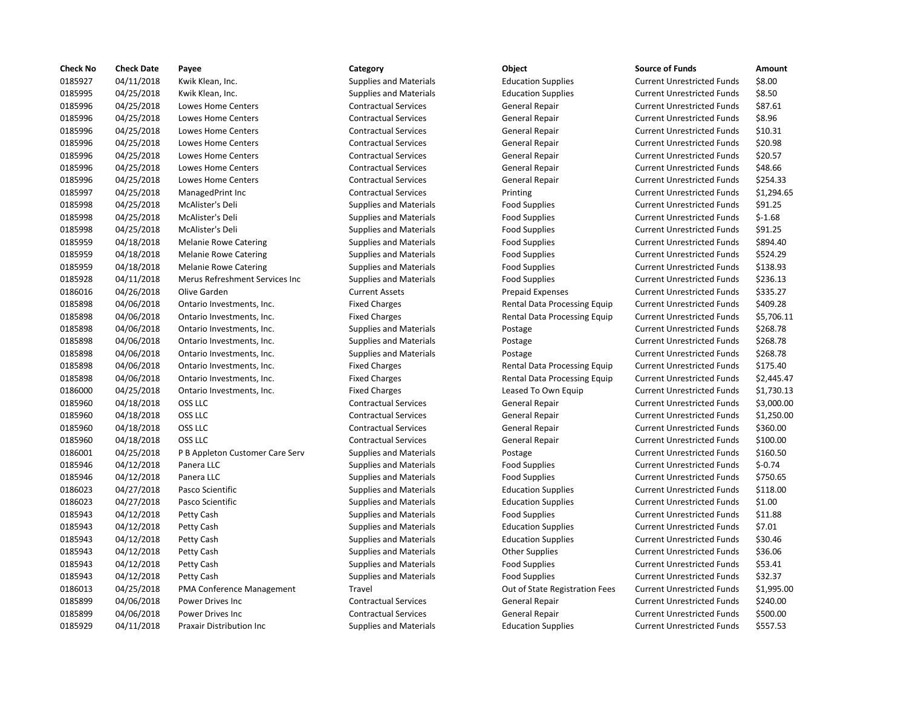| Check No | Check Date | Payee | Category | Object | Source of Funds | Amount |
|---|---|---|---|---|---|---|
| 0185927 | 04/11/2018 | Kwik Klean, Inc. | Supplies and Materials | Education Supplies | Current Unrestricted Funds | $8.00 |
| 0185995 | 04/25/2018 | Kwik Klean, Inc. | Supplies and Materials | Education Supplies | Current Unrestricted Funds | $8.50 |
| 0185996 | 04/25/2018 | Lowes Home Centers | Contractual Services | General Repair | Current Unrestricted Funds | $87.61 |
| 0185996 | 04/25/2018 | Lowes Home Centers | Contractual Services | General Repair | Current Unrestricted Funds | $8.96 |
| 0185996 | 04/25/2018 | Lowes Home Centers | Contractual Services | General Repair | Current Unrestricted Funds | $10.31 |
| 0185996 | 04/25/2018 | Lowes Home Centers | Contractual Services | General Repair | Current Unrestricted Funds | $20.98 |
| 0185996 | 04/25/2018 | Lowes Home Centers | Contractual Services | General Repair | Current Unrestricted Funds | $20.57 |
| 0185996 | 04/25/2018 | Lowes Home Centers | Contractual Services | General Repair | Current Unrestricted Funds | $48.66 |
| 0185996 | 04/25/2018 | Lowes Home Centers | Contractual Services | General Repair | Current Unrestricted Funds | $254.33 |
| 0185997 | 04/25/2018 | ManagedPrint Inc | Contractual Services | Printing | Current Unrestricted Funds | $1,294.65 |
| 0185998 | 04/25/2018 | McAlister's Deli | Supplies and Materials | Food Supplies | Current Unrestricted Funds | $91.25 |
| 0185998 | 04/25/2018 | McAlister's Deli | Supplies and Materials | Food Supplies | Current Unrestricted Funds | $-1.68 |
| 0185998 | 04/25/2018 | McAlister's Deli | Supplies and Materials | Food Supplies | Current Unrestricted Funds | $91.25 |
| 0185959 | 04/18/2018 | Melanie Rowe Catering | Supplies and Materials | Food Supplies | Current Unrestricted Funds | $894.40 |
| 0185959 | 04/18/2018 | Melanie Rowe Catering | Supplies and Materials | Food Supplies | Current Unrestricted Funds | $524.29 |
| 0185959 | 04/18/2018 | Melanie Rowe Catering | Supplies and Materials | Food Supplies | Current Unrestricted Funds | $138.93 |
| 0185928 | 04/11/2018 | Merus Refreshment Services Inc | Supplies and Materials | Food Supplies | Current Unrestricted Funds | $236.13 |
| 0186016 | 04/26/2018 | Olive Garden | Current Assets | Prepaid Expenses | Current Unrestricted Funds | $335.27 |
| 0185898 | 04/06/2018 | Ontario Investments, Inc. | Fixed Charges | Rental Data Processing Equip | Current Unrestricted Funds | $409.28 |
| 0185898 | 04/06/2018 | Ontario Investments, Inc. | Fixed Charges | Rental Data Processing Equip | Current Unrestricted Funds | $5,706.11 |
| 0185898 | 04/06/2018 | Ontario Investments, Inc. | Supplies and Materials | Postage | Current Unrestricted Funds | $268.78 |
| 0185898 | 04/06/2018 | Ontario Investments, Inc. | Supplies and Materials | Postage | Current Unrestricted Funds | $268.78 |
| 0185898 | 04/06/2018 | Ontario Investments, Inc. | Supplies and Materials | Postage | Current Unrestricted Funds | $268.78 |
| 0185898 | 04/06/2018 | Ontario Investments, Inc. | Fixed Charges | Rental Data Processing Equip | Current Unrestricted Funds | $175.40 |
| 0185898 | 04/06/2018 | Ontario Investments, Inc. | Fixed Charges | Rental Data Processing Equip | Current Unrestricted Funds | $2,445.47 |
| 0186000 | 04/25/2018 | Ontario Investments, Inc. | Fixed Charges | Leased To Own Equip | Current Unrestricted Funds | $1,730.13 |
| 0185960 | 04/18/2018 | OSS LLC | Contractual Services | General Repair | Current Unrestricted Funds | $3,000.00 |
| 0185960 | 04/18/2018 | OSS LLC | Contractual Services | General Repair | Current Unrestricted Funds | $1,250.00 |
| 0185960 | 04/18/2018 | OSS LLC | Contractual Services | General Repair | Current Unrestricted Funds | $360.00 |
| 0185960 | 04/18/2018 | OSS LLC | Contractual Services | General Repair | Current Unrestricted Funds | $100.00 |
| 0186001 | 04/25/2018 | P B Appleton Customer Care Serv | Supplies and Materials | Postage | Current Unrestricted Funds | $160.50 |
| 0185946 | 04/12/2018 | Panera LLC | Supplies and Materials | Food Supplies | Current Unrestricted Funds | $-0.74 |
| 0185946 | 04/12/2018 | Panera LLC | Supplies and Materials | Food Supplies | Current Unrestricted Funds | $750.65 |
| 0186023 | 04/27/2018 | Pasco Scientific | Supplies and Materials | Education Supplies | Current Unrestricted Funds | $118.00 |
| 0186023 | 04/27/2018 | Pasco Scientific | Supplies and Materials | Education Supplies | Current Unrestricted Funds | $1.00 |
| 0185943 | 04/12/2018 | Petty Cash | Supplies and Materials | Food Supplies | Current Unrestricted Funds | $11.88 |
| 0185943 | 04/12/2018 | Petty Cash | Supplies and Materials | Education Supplies | Current Unrestricted Funds | $7.01 |
| 0185943 | 04/12/2018 | Petty Cash | Supplies and Materials | Education Supplies | Current Unrestricted Funds | $30.46 |
| 0185943 | 04/12/2018 | Petty Cash | Supplies and Materials | Other Supplies | Current Unrestricted Funds | $36.06 |
| 0185943 | 04/12/2018 | Petty Cash | Supplies and Materials | Food Supplies | Current Unrestricted Funds | $53.41 |
| 0185943 | 04/12/2018 | Petty Cash | Supplies and Materials | Food Supplies | Current Unrestricted Funds | $32.37 |
| 0186013 | 04/25/2018 | PMA Conference Management | Travel | Out of State Registration Fees | Current Unrestricted Funds | $1,995.00 |
| 0185899 | 04/06/2018 | Power Drives Inc | Contractual Services | General Repair | Current Unrestricted Funds | $240.00 |
| 0185899 | 04/06/2018 | Power Drives Inc | Contractual Services | General Repair | Current Unrestricted Funds | $500.00 |
| 0185929 | 04/11/2018 | Praxair Distribution Inc | Supplies and Materials | Education Supplies | Current Unrestricted Funds | $557.53 |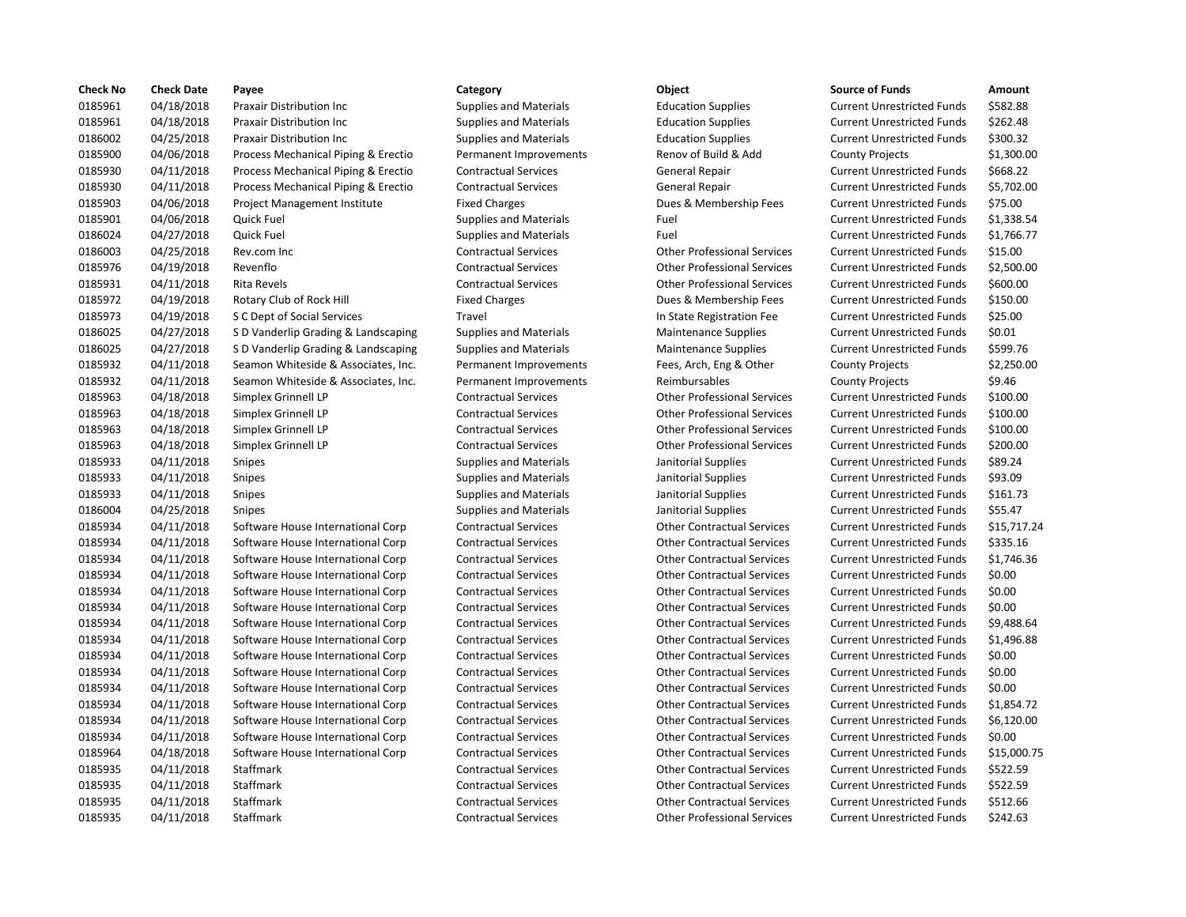| Check No | Check Date | Payee | Category | Object | Source of Funds | Amount |
|---|---|---|---|---|---|---|
| 0185961 | 04/18/2018 | Praxair Distribution Inc | Supplies and Materials | Education Supplies | Current Unrestricted Funds | $582.88 |
| 0185961 | 04/18/2018 | Praxair Distribution Inc | Supplies and Materials | Education Supplies | Current Unrestricted Funds | $262.48 |
| 0186002 | 04/25/2018 | Praxair Distribution Inc | Supplies and Materials | Education Supplies | Current Unrestricted Funds | $300.32 |
| 0185900 | 04/06/2018 | Process Mechanical Piping & Erectio | Permanent Improvements | Renov of Build & Add | County Projects | $1,300.00 |
| 0185930 | 04/11/2018 | Process Mechanical Piping & Erectio | Contractual Services | General Repair | Current Unrestricted Funds | $668.22 |
| 0185930 | 04/11/2018 | Process Mechanical Piping & Erectio | Contractual Services | General Repair | Current Unrestricted Funds | $5,702.00 |
| 0185903 | 04/06/2018 | Project Management Institute | Fixed Charges | Dues & Membership Fees | Current Unrestricted Funds | $75.00 |
| 0185901 | 04/06/2018 | Quick Fuel | Supplies and Materials | Fuel | Current Unrestricted Funds | $1,338.54 |
| 0186024 | 04/27/2018 | Quick Fuel | Supplies and Materials | Fuel | Current Unrestricted Funds | $1,766.77 |
| 0186003 | 04/25/2018 | Rev.com Inc | Contractual Services | Other Professional Services | Current Unrestricted Funds | $15.00 |
| 0185976 | 04/19/2018 | Revenflo | Contractual Services | Other Professional Services | Current Unrestricted Funds | $2,500.00 |
| 0185931 | 04/11/2018 | Rita Revels | Contractual Services | Other Professional Services | Current Unrestricted Funds | $600.00 |
| 0185972 | 04/19/2018 | Rotary Club of Rock Hill | Fixed Charges | Dues & Membership Fees | Current Unrestricted Funds | $150.00 |
| 0185973 | 04/19/2018 | S C Dept of Social Services | Travel | In State Registration Fee | Current Unrestricted Funds | $25.00 |
| 0186025 | 04/27/2018 | S D Vanderlip Grading & Landscaping | Supplies and Materials | Maintenance Supplies | Current Unrestricted Funds | $0.01 |
| 0186025 | 04/27/2018 | S D Vanderlip Grading & Landscaping | Supplies and Materials | Maintenance Supplies | Current Unrestricted Funds | $599.76 |
| 0185932 | 04/11/2018 | Seamon Whiteside & Associates, Inc. | Permanent Improvements | Fees, Arch, Eng & Other | County Projects | $2,250.00 |
| 0185932 | 04/11/2018 | Seamon Whiteside & Associates, Inc. | Permanent Improvements | Reimbursables | County Projects | $9.46 |
| 0185963 | 04/18/2018 | Simplex Grinnell LP | Contractual Services | Other Professional Services | Current Unrestricted Funds | $100.00 |
| 0185963 | 04/18/2018 | Simplex Grinnell LP | Contractual Services | Other Professional Services | Current Unrestricted Funds | $100.00 |
| 0185963 | 04/18/2018 | Simplex Grinnell LP | Contractual Services | Other Professional Services | Current Unrestricted Funds | $100.00 |
| 0185963 | 04/18/2018 | Simplex Grinnell LP | Contractual Services | Other Professional Services | Current Unrestricted Funds | $200.00 |
| 0185933 | 04/11/2018 | Snipes | Supplies and Materials | Janitorial Supplies | Current Unrestricted Funds | $89.24 |
| 0185933 | 04/11/2018 | Snipes | Supplies and Materials | Janitorial Supplies | Current Unrestricted Funds | $93.09 |
| 0185933 | 04/11/2018 | Snipes | Supplies and Materials | Janitorial Supplies | Current Unrestricted Funds | $161.73 |
| 0186004 | 04/25/2018 | Snipes | Supplies and Materials | Janitorial Supplies | Current Unrestricted Funds | $55.47 |
| 0185934 | 04/11/2018 | Software House International Corp | Contractual Services | Other Contractual Services | Current Unrestricted Funds | $15,717.24 |
| 0185934 | 04/11/2018 | Software House International Corp | Contractual Services | Other Contractual Services | Current Unrestricted Funds | $335.16 |
| 0185934 | 04/11/2018 | Software House International Corp | Contractual Services | Other Contractual Services | Current Unrestricted Funds | $1,746.36 |
| 0185934 | 04/11/2018 | Software House International Corp | Contractual Services | Other Contractual Services | Current Unrestricted Funds | $0.00 |
| 0185934 | 04/11/2018 | Software House International Corp | Contractual Services | Other Contractual Services | Current Unrestricted Funds | $0.00 |
| 0185934 | 04/11/2018 | Software House International Corp | Contractual Services | Other Contractual Services | Current Unrestricted Funds | $0.00 |
| 0185934 | 04/11/2018 | Software House International Corp | Contractual Services | Other Contractual Services | Current Unrestricted Funds | $9,488.64 |
| 0185934 | 04/11/2018 | Software House International Corp | Contractual Services | Other Contractual Services | Current Unrestricted Funds | $1,496.88 |
| 0185934 | 04/11/2018 | Software House International Corp | Contractual Services | Other Contractual Services | Current Unrestricted Funds | $0.00 |
| 0185934 | 04/11/2018 | Software House International Corp | Contractual Services | Other Contractual Services | Current Unrestricted Funds | $0.00 |
| 0185934 | 04/11/2018 | Software House International Corp | Contractual Services | Other Contractual Services | Current Unrestricted Funds | $0.00 |
| 0185934 | 04/11/2018 | Software House International Corp | Contractual Services | Other Contractual Services | Current Unrestricted Funds | $1,854.72 |
| 0185934 | 04/11/2018 | Software House International Corp | Contractual Services | Other Contractual Services | Current Unrestricted Funds | $6,120.00 |
| 0185934 | 04/11/2018 | Software House International Corp | Contractual Services | Other Contractual Services | Current Unrestricted Funds | $0.00 |
| 0185964 | 04/18/2018 | Software House International Corp | Contractual Services | Other Contractual Services | Current Unrestricted Funds | $15,000.75 |
| 0185935 | 04/11/2018 | Staffmark | Contractual Services | Other Contractual Services | Current Unrestricted Funds | $522.59 |
| 0185935 | 04/11/2018 | Staffmark | Contractual Services | Other Contractual Services | Current Unrestricted Funds | $522.59 |
| 0185935 | 04/11/2018 | Staffmark | Contractual Services | Other Contractual Services | Current Unrestricted Funds | $512.66 |
| 0185935 | 04/11/2018 | Staffmark | Contractual Services | Other Professional Services | Current Unrestricted Funds | $242.63 |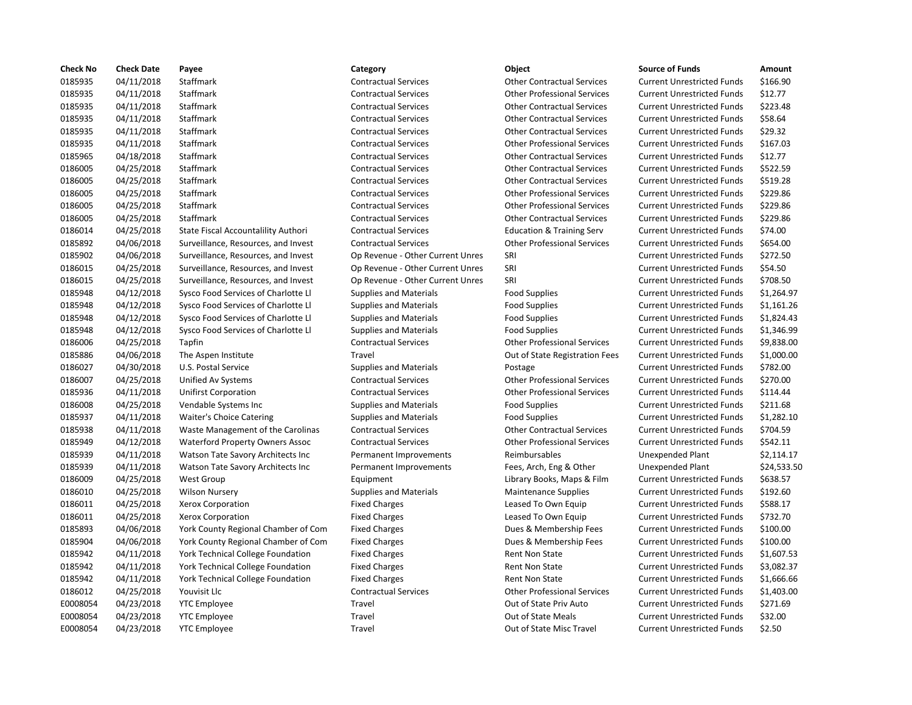| Check No | Check Date | Payee | Category | Object | Source of Funds | Amount |
| --- | --- | --- | --- | --- | --- | --- |
| 0185935 | 04/11/2018 | Staffmark | Contractual Services | Other Contractual Services | Current Unrestricted Funds | $166.90 |
| 0185935 | 04/11/2018 | Staffmark | Contractual Services | Other Professional Services | Current Unrestricted Funds | $12.77 |
| 0185935 | 04/11/2018 | Staffmark | Contractual Services | Other Contractual Services | Current Unrestricted Funds | $223.48 |
| 0185935 | 04/11/2018 | Staffmark | Contractual Services | Other Contractual Services | Current Unrestricted Funds | $58.64 |
| 0185935 | 04/11/2018 | Staffmark | Contractual Services | Other Contractual Services | Current Unrestricted Funds | $29.32 |
| 0185935 | 04/11/2018 | Staffmark | Contractual Services | Other Professional Services | Current Unrestricted Funds | $167.03 |
| 0185965 | 04/18/2018 | Staffmark | Contractual Services | Other Contractual Services | Current Unrestricted Funds | $12.77 |
| 0186005 | 04/25/2018 | Staffmark | Contractual Services | Other Contractual Services | Current Unrestricted Funds | $522.59 |
| 0186005 | 04/25/2018 | Staffmark | Contractual Services | Other Contractual Services | Current Unrestricted Funds | $519.28 |
| 0186005 | 04/25/2018 | Staffmark | Contractual Services | Other Professional Services | Current Unrestricted Funds | $229.86 |
| 0186005 | 04/25/2018 | Staffmark | Contractual Services | Other Professional Services | Current Unrestricted Funds | $229.86 |
| 0186005 | 04/25/2018 | Staffmark | Contractual Services | Other Contractual Services | Current Unrestricted Funds | $229.86 |
| 0186014 | 04/25/2018 | State Fiscal Accountability Authori | Contractual Services | Education & Training Serv | Current Unrestricted Funds | $74.00 |
| 0185892 | 04/06/2018 | Surveillance, Resources, and Invest | Contractual Services | Other Professional Services | Current Unrestricted Funds | $654.00 |
| 0185902 | 04/06/2018 | Surveillance, Resources, and Invest | Op Revenue - Other Current Unres | SRI | Current Unrestricted Funds | $272.50 |
| 0186015 | 04/25/2018 | Surveillance, Resources, and Invest | Op Revenue - Other Current Unres | SRI | Current Unrestricted Funds | $54.50 |
| 0186015 | 04/25/2018 | Surveillance, Resources, and Invest | Op Revenue - Other Current Unres | SRI | Current Unrestricted Funds | $708.50 |
| 0185948 | 04/12/2018 | Sysco Food Services of Charlotte Ll | Supplies and Materials | Food Supplies | Current Unrestricted Funds | $1,264.97 |
| 0185948 | 04/12/2018 | Sysco Food Services of Charlotte Ll | Supplies and Materials | Food Supplies | Current Unrestricted Funds | $1,161.26 |
| 0185948 | 04/12/2018 | Sysco Food Services of Charlotte Ll | Supplies and Materials | Food Supplies | Current Unrestricted Funds | $1,824.43 |
| 0185948 | 04/12/2018 | Sysco Food Services of Charlotte Ll | Supplies and Materials | Food Supplies | Current Unrestricted Funds | $1,346.99 |
| 0186006 | 04/25/2018 | Tapfin | Contractual Services | Other Professional Services | Current Unrestricted Funds | $9,838.00 |
| 0185886 | 04/06/2018 | The Aspen Institute | Travel | Out of State Registration Fees | Current Unrestricted Funds | $1,000.00 |
| 0186027 | 04/30/2018 | U.S. Postal Service | Supplies and Materials | Postage | Current Unrestricted Funds | $782.00 |
| 0186007 | 04/25/2018 | Unified Av Systems | Contractual Services | Other Professional Services | Current Unrestricted Funds | $270.00 |
| 0185936 | 04/11/2018 | Unifirst Corporation | Contractual Services | Other Professional Services | Current Unrestricted Funds | $114.44 |
| 0186008 | 04/25/2018 | Vendable Systems Inc | Supplies and Materials | Food Supplies | Current Unrestricted Funds | $211.68 |
| 0185937 | 04/11/2018 | Waiter's Choice Catering | Supplies and Materials | Food Supplies | Current Unrestricted Funds | $1,282.10 |
| 0185938 | 04/11/2018 | Waste Management of the Carolinas | Contractual Services | Other Contractual Services | Current Unrestricted Funds | $704.59 |
| 0185949 | 04/12/2018 | Waterford Property Owners Assoc | Contractual Services | Other Professional Services | Current Unrestricted Funds | $542.11 |
| 0185939 | 04/11/2018 | Watson Tate Savory Architects Inc | Permanent Improvements | Reimbursables | Unexpended Plant | $2,114.17 |
| 0185939 | 04/11/2018 | Watson Tate Savory Architects Inc | Permanent Improvements | Fees, Arch, Eng & Other | Unexpended Plant | $24,533.50 |
| 0186009 | 04/25/2018 | West Group | Equipment | Library Books, Maps & Film | Current Unrestricted Funds | $638.57 |
| 0186010 | 04/25/2018 | Wilson Nursery | Supplies and Materials | Maintenance Supplies | Current Unrestricted Funds | $192.60 |
| 0186011 | 04/25/2018 | Xerox Corporation | Fixed Charges | Leased To Own Equip | Current Unrestricted Funds | $588.17 |
| 0186011 | 04/25/2018 | Xerox Corporation | Fixed Charges | Leased To Own Equip | Current Unrestricted Funds | $732.70 |
| 0185893 | 04/06/2018 | York County Regional Chamber of Com | Fixed Charges | Dues & Membership Fees | Current Unrestricted Funds | $100.00 |
| 0185904 | 04/06/2018 | York County Regional Chamber of Com | Fixed Charges | Dues & Membership Fees | Current Unrestricted Funds | $100.00 |
| 0185942 | 04/11/2018 | York Technical College Foundation | Fixed Charges | Rent Non State | Current Unrestricted Funds | $1,607.53 |
| 0185942 | 04/11/2018 | York Technical College Foundation | Fixed Charges | Rent Non State | Current Unrestricted Funds | $3,082.37 |
| 0185942 | 04/11/2018 | York Technical College Foundation | Fixed Charges | Rent Non State | Current Unrestricted Funds | $1,666.66 |
| 0186012 | 04/25/2018 | Youvisit Llc | Contractual Services | Other Professional Services | Current Unrestricted Funds | $1,403.00 |
| E0008054 | 04/23/2018 | YTC Employee | Travel | Out of State Priv Auto | Current Unrestricted Funds | $271.69 |
| E0008054 | 04/23/2018 | YTC Employee | Travel | Out of State Meals | Current Unrestricted Funds | $32.00 |
| E0008054 | 04/23/2018 | YTC Employee | Travel | Out of State Misc Travel | Current Unrestricted Funds | $2.50 |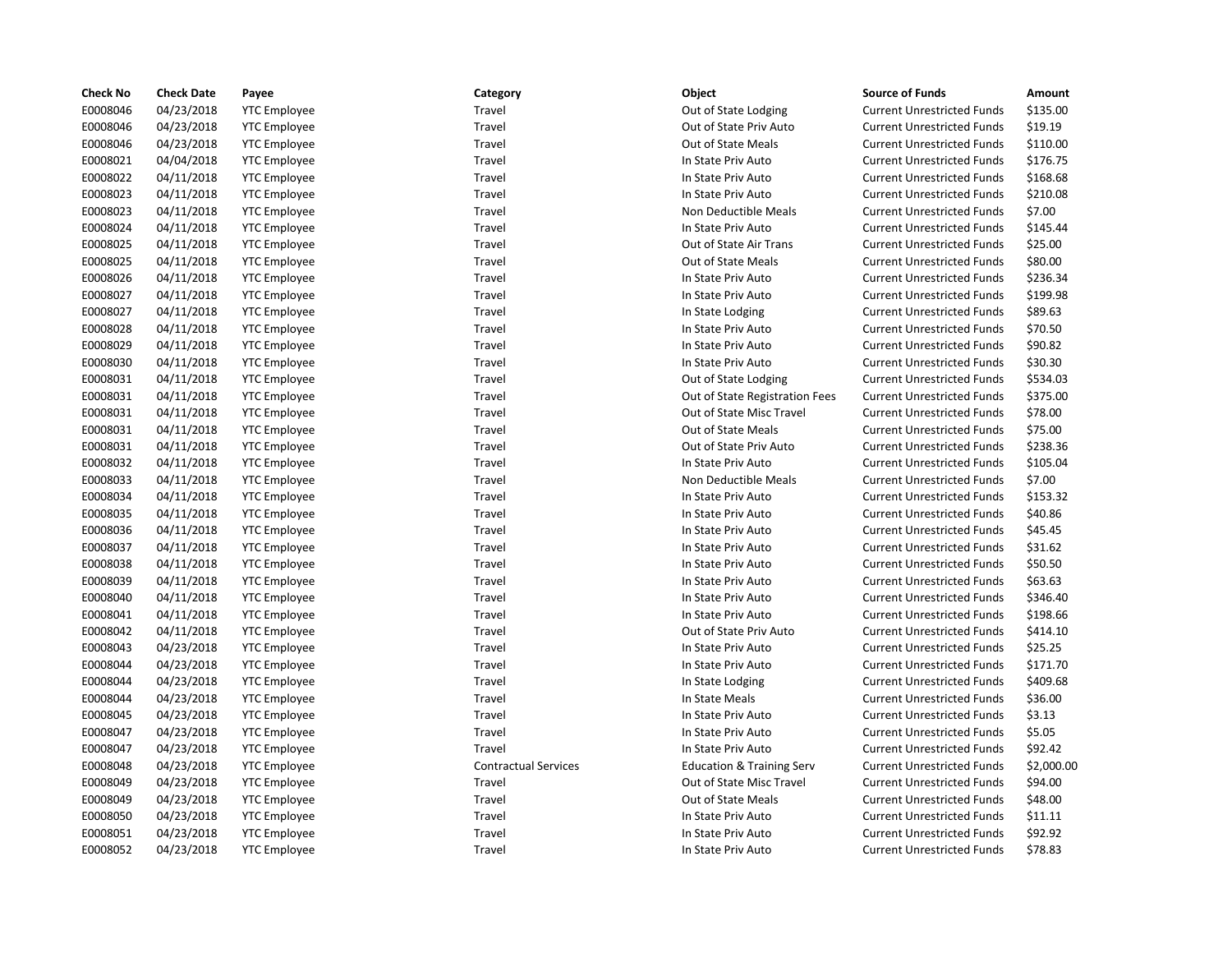| Check No | Check Date | Payee | Category | Object | Source of Funds | Amount |
|---|---|---|---|---|---|---|
| E0008046 | 04/23/2018 | YTC Employee | Travel | Out of State Lodging | Current Unrestricted Funds | $135.00 |
| E0008046 | 04/23/2018 | YTC Employee | Travel | Out of State Priv Auto | Current Unrestricted Funds | $19.19 |
| E0008046 | 04/23/2018 | YTC Employee | Travel | Out of State Meals | Current Unrestricted Funds | $110.00 |
| E0008021 | 04/04/2018 | YTC Employee | Travel | In State Priv Auto | Current Unrestricted Funds | $176.75 |
| E0008022 | 04/11/2018 | YTC Employee | Travel | In State Priv Auto | Current Unrestricted Funds | $168.68 |
| E0008023 | 04/11/2018 | YTC Employee | Travel | In State Priv Auto | Current Unrestricted Funds | $210.08 |
| E0008023 | 04/11/2018 | YTC Employee | Travel | Non Deductible Meals | Current Unrestricted Funds | $7.00 |
| E0008024 | 04/11/2018 | YTC Employee | Travel | In State Priv Auto | Current Unrestricted Funds | $145.44 |
| E0008025 | 04/11/2018 | YTC Employee | Travel | Out of State Air Trans | Current Unrestricted Funds | $25.00 |
| E0008025 | 04/11/2018 | YTC Employee | Travel | Out of State Meals | Current Unrestricted Funds | $80.00 |
| E0008026 | 04/11/2018 | YTC Employee | Travel | In State Priv Auto | Current Unrestricted Funds | $236.34 |
| E0008027 | 04/11/2018 | YTC Employee | Travel | In State Priv Auto | Current Unrestricted Funds | $199.98 |
| E0008027 | 04/11/2018 | YTC Employee | Travel | In State Lodging | Current Unrestricted Funds | $89.63 |
| E0008028 | 04/11/2018 | YTC Employee | Travel | In State Priv Auto | Current Unrestricted Funds | $70.50 |
| E0008029 | 04/11/2018 | YTC Employee | Travel | In State Priv Auto | Current Unrestricted Funds | $90.82 |
| E0008030 | 04/11/2018 | YTC Employee | Travel | In State Priv Auto | Current Unrestricted Funds | $30.30 |
| E0008031 | 04/11/2018 | YTC Employee | Travel | Out of State Lodging | Current Unrestricted Funds | $534.03 |
| E0008031 | 04/11/2018 | YTC Employee | Travel | Out of State Registration Fees | Current Unrestricted Funds | $375.00 |
| E0008031 | 04/11/2018 | YTC Employee | Travel | Out of State Misc Travel | Current Unrestricted Funds | $78.00 |
| E0008031 | 04/11/2018 | YTC Employee | Travel | Out of State Meals | Current Unrestricted Funds | $75.00 |
| E0008031 | 04/11/2018 | YTC Employee | Travel | Out of State Priv Auto | Current Unrestricted Funds | $238.36 |
| E0008032 | 04/11/2018 | YTC Employee | Travel | In State Priv Auto | Current Unrestricted Funds | $105.04 |
| E0008033 | 04/11/2018 | YTC Employee | Travel | Non Deductible Meals | Current Unrestricted Funds | $7.00 |
| E0008034 | 04/11/2018 | YTC Employee | Travel | In State Priv Auto | Current Unrestricted Funds | $153.32 |
| E0008035 | 04/11/2018 | YTC Employee | Travel | In State Priv Auto | Current Unrestricted Funds | $40.86 |
| E0008036 | 04/11/2018 | YTC Employee | Travel | In State Priv Auto | Current Unrestricted Funds | $45.45 |
| E0008037 | 04/11/2018 | YTC Employee | Travel | In State Priv Auto | Current Unrestricted Funds | $31.62 |
| E0008038 | 04/11/2018 | YTC Employee | Travel | In State Priv Auto | Current Unrestricted Funds | $50.50 |
| E0008039 | 04/11/2018 | YTC Employee | Travel | In State Priv Auto | Current Unrestricted Funds | $63.63 |
| E0008040 | 04/11/2018 | YTC Employee | Travel | In State Priv Auto | Current Unrestricted Funds | $346.40 |
| E0008041 | 04/11/2018 | YTC Employee | Travel | In State Priv Auto | Current Unrestricted Funds | $198.66 |
| E0008042 | 04/11/2018 | YTC Employee | Travel | Out of State Priv Auto | Current Unrestricted Funds | $414.10 |
| E0008043 | 04/23/2018 | YTC Employee | Travel | In State Priv Auto | Current Unrestricted Funds | $25.25 |
| E0008044 | 04/23/2018 | YTC Employee | Travel | In State Priv Auto | Current Unrestricted Funds | $171.70 |
| E0008044 | 04/23/2018 | YTC Employee | Travel | In State Lodging | Current Unrestricted Funds | $409.68 |
| E0008044 | 04/23/2018 | YTC Employee | Travel | In State Meals | Current Unrestricted Funds | $36.00 |
| E0008045 | 04/23/2018 | YTC Employee | Travel | In State Priv Auto | Current Unrestricted Funds | $3.13 |
| E0008047 | 04/23/2018 | YTC Employee | Travel | In State Priv Auto | Current Unrestricted Funds | $5.05 |
| E0008047 | 04/23/2018 | YTC Employee | Travel | In State Priv Auto | Current Unrestricted Funds | $92.42 |
| E0008048 | 04/23/2018 | YTC Employee | Contractual Services | Education & Training Serv | Current Unrestricted Funds | $2,000.00 |
| E0008049 | 04/23/2018 | YTC Employee | Travel | Out of State Misc Travel | Current Unrestricted Funds | $94.00 |
| E0008049 | 04/23/2018 | YTC Employee | Travel | Out of State Meals | Current Unrestricted Funds | $48.00 |
| E0008050 | 04/23/2018 | YTC Employee | Travel | In State Priv Auto | Current Unrestricted Funds | $11.11 |
| E0008051 | 04/23/2018 | YTC Employee | Travel | In State Priv Auto | Current Unrestricted Funds | $92.92 |
| E0008052 | 04/23/2018 | YTC Employee | Travel | In State Priv Auto | Current Unrestricted Funds | $78.83 |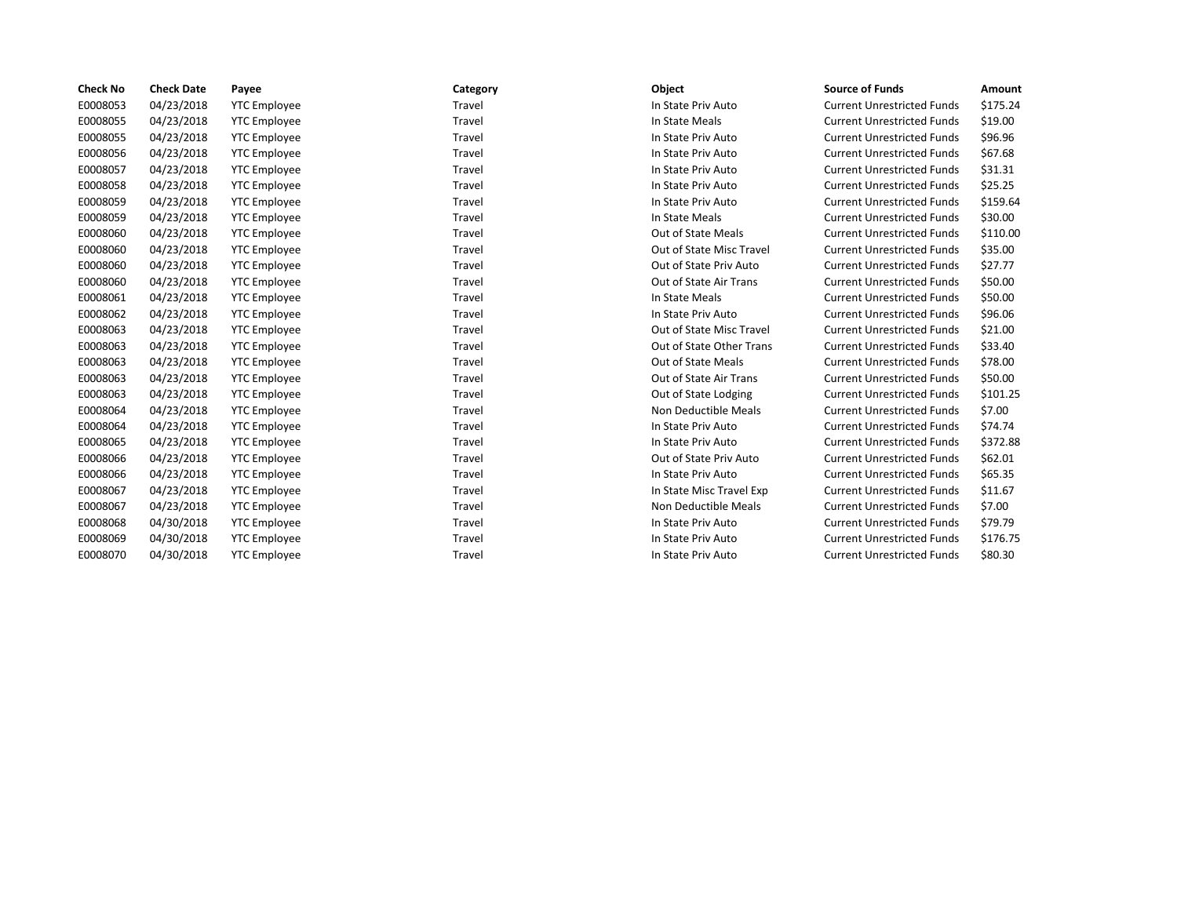| Check No | Check Date | Payee | Category | Object | Source of Funds | Amount |
|---|---|---|---|---|---|---|
| E0008053 | 04/23/2018 | YTC Employee | Travel | In State Priv Auto | Current Unrestricted Funds | $175.24 |
| E0008055 | 04/23/2018 | YTC Employee | Travel | In State Meals | Current Unrestricted Funds | $19.00 |
| E0008055 | 04/23/2018 | YTC Employee | Travel | In State Priv Auto | Current Unrestricted Funds | $96.96 |
| E0008056 | 04/23/2018 | YTC Employee | Travel | In State Priv Auto | Current Unrestricted Funds | $67.68 |
| E0008057 | 04/23/2018 | YTC Employee | Travel | In State Priv Auto | Current Unrestricted Funds | $31.31 |
| E0008058 | 04/23/2018 | YTC Employee | Travel | In State Priv Auto | Current Unrestricted Funds | $25.25 |
| E0008059 | 04/23/2018 | YTC Employee | Travel | In State Priv Auto | Current Unrestricted Funds | $159.64 |
| E0008059 | 04/23/2018 | YTC Employee | Travel | In State Meals | Current Unrestricted Funds | $30.00 |
| E0008060 | 04/23/2018 | YTC Employee | Travel | Out of State Meals | Current Unrestricted Funds | $110.00 |
| E0008060 | 04/23/2018 | YTC Employee | Travel | Out of State Misc Travel | Current Unrestricted Funds | $35.00 |
| E0008060 | 04/23/2018 | YTC Employee | Travel | Out of State Priv Auto | Current Unrestricted Funds | $27.77 |
| E0008060 | 04/23/2018 | YTC Employee | Travel | Out of State Air Trans | Current Unrestricted Funds | $50.00 |
| E0008061 | 04/23/2018 | YTC Employee | Travel | In State Meals | Current Unrestricted Funds | $50.00 |
| E0008062 | 04/23/2018 | YTC Employee | Travel | In State Priv Auto | Current Unrestricted Funds | $96.06 |
| E0008063 | 04/23/2018 | YTC Employee | Travel | Out of State Misc Travel | Current Unrestricted Funds | $21.00 |
| E0008063 | 04/23/2018 | YTC Employee | Travel | Out of State Other Trans | Current Unrestricted Funds | $33.40 |
| E0008063 | 04/23/2018 | YTC Employee | Travel | Out of State Meals | Current Unrestricted Funds | $78.00 |
| E0008063 | 04/23/2018 | YTC Employee | Travel | Out of State Air Trans | Current Unrestricted Funds | $50.00 |
| E0008063 | 04/23/2018 | YTC Employee | Travel | Out of State Lodging | Current Unrestricted Funds | $101.25 |
| E0008064 | 04/23/2018 | YTC Employee | Travel | Non Deductible Meals | Current Unrestricted Funds | $7.00 |
| E0008064 | 04/23/2018 | YTC Employee | Travel | In State Priv Auto | Current Unrestricted Funds | $74.74 |
| E0008065 | 04/23/2018 | YTC Employee | Travel | In State Priv Auto | Current Unrestricted Funds | $372.88 |
| E0008066 | 04/23/2018 | YTC Employee | Travel | Out of State Priv Auto | Current Unrestricted Funds | $62.01 |
| E0008066 | 04/23/2018 | YTC Employee | Travel | In State Priv Auto | Current Unrestricted Funds | $65.35 |
| E0008067 | 04/23/2018 | YTC Employee | Travel | In State Misc Travel Exp | Current Unrestricted Funds | $11.67 |
| E0008067 | 04/23/2018 | YTC Employee | Travel | Non Deductible Meals | Current Unrestricted Funds | $7.00 |
| E0008068 | 04/30/2018 | YTC Employee | Travel | In State Priv Auto | Current Unrestricted Funds | $79.79 |
| E0008069 | 04/30/2018 | YTC Employee | Travel | In State Priv Auto | Current Unrestricted Funds | $176.75 |
| E0008070 | 04/30/2018 | YTC Employee | Travel | In State Priv Auto | Current Unrestricted Funds | $80.30 |